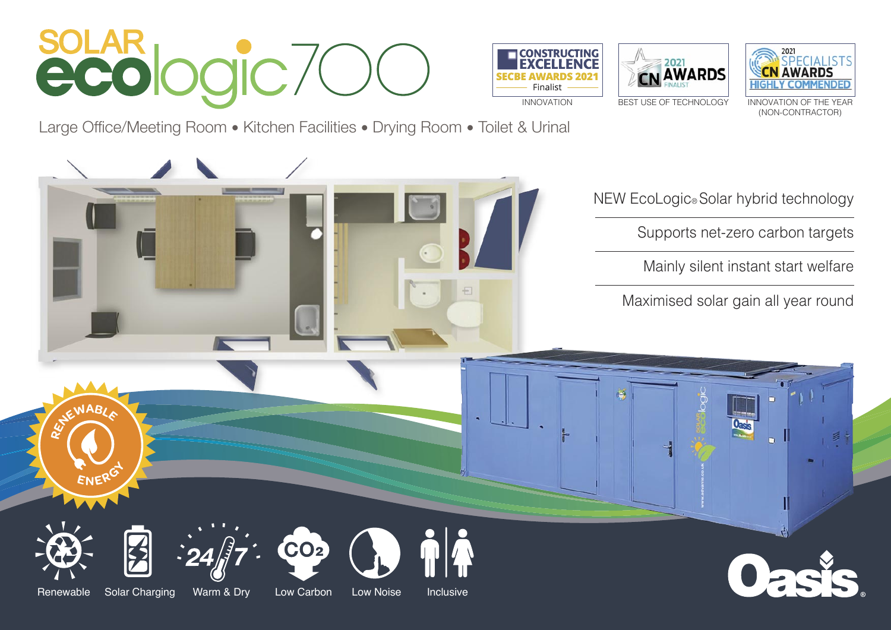# SOLAR ecologic700

Large Office/Meeting Room • Kitchen Facilities • Drying Room • Toilet & Urinal

CONSTRUCTING EXCELLENCE SECBE AWARDS 2021 Finalist – INNOVATION

2021 CN AWARDS FINALIST – BEST USE OF TECHNOLOGY

2021 SPECIALISTS CN AWARDS HIGHLY COMMENDED – INNOVATION OF THE YEAR (NON-CONTRACTOR)

- NEW EcoLogic® Solar hybrid technology
- Supports net-zero carbon targets
- Mainly silent instant start welfare
- Maximised solar gain all year round

RENEWABLE ENERGY

Renewable | Solar Charging | Warm & Dry | Low Carbon | Low Noise | Inclusive

Oasis®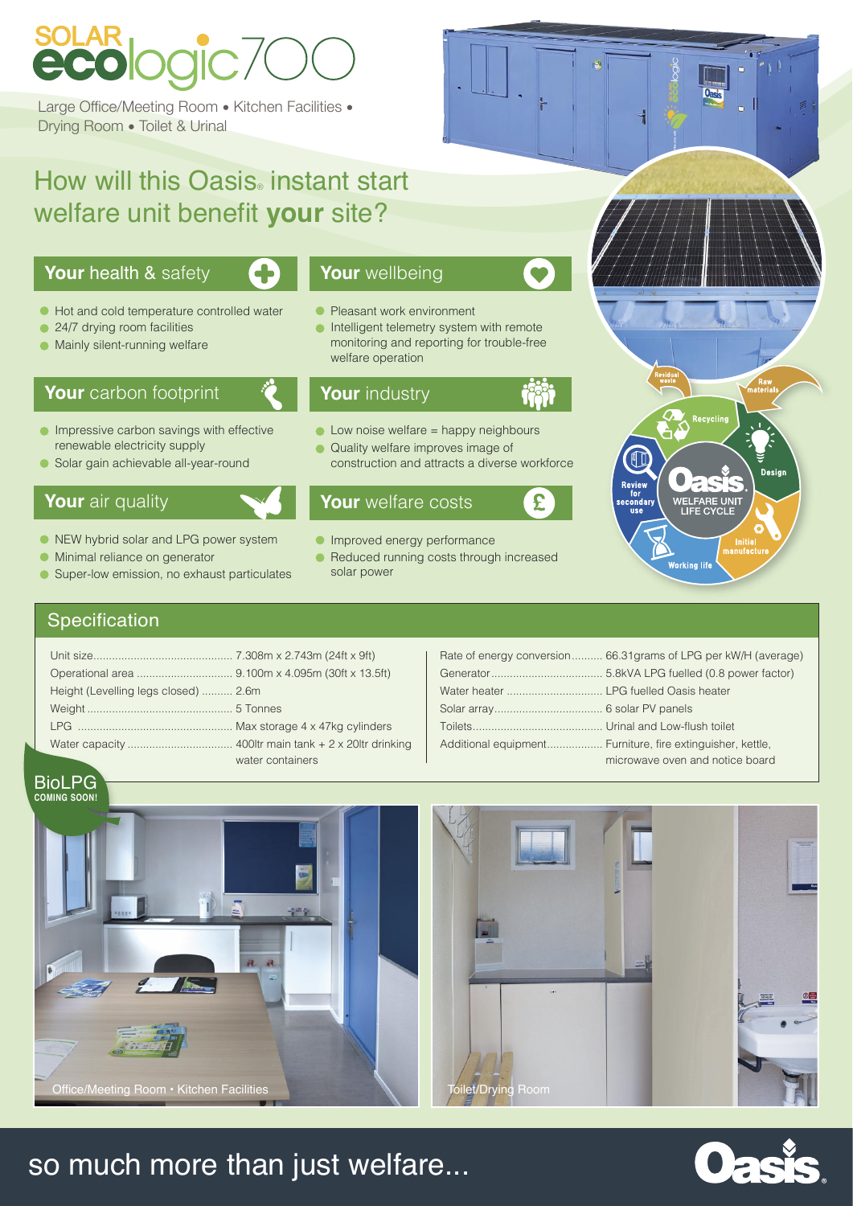# SOLAR ecologic700

Large Office/Meeting Room • Kitchen Facilities • Drying Room • Toilet & Urinal

## How will this Oasis® instant start welfare unit benefit **your** site?

### **Your** health & safety

- Hot and cold temperature controlled water
- 24/7 drying room facilities
- Mainly silent-running welfare

### **Your** wellbeing

- Pleasant work environment
- Intelligent telemetry system with remote monitoring and reporting for trouble-free welfare operation

### **Your** carbon footprint

- Impressive carbon savings with effective renewable electricity supply
- Solar gain achievable all-year-round

### **Your** industry

- Low noise welfare = happy neighbours
- Quality welfare improves image of construction and attracts a diverse workforce

### **Your** air quality

- NEW hybrid solar and LPG power system
- Minimal reliance on generator
- Super-low emission, no exhaust particulates

### **Your** welfare costs

- Improved energy performance
- Reduced running costs through increased solar power

Oasis WELFARE UNIT LIFE CYCLE: Raw materials • Design • Initial manufacture • Working life • Review for secondary use • Recycling • Residual waste

## Specification

| | |
|---|---|
| Unit size | 7.308m x 2.743m (24ft x 9ft) |
| Operational area | 9.100m x 4.095m (30ft x 13.5ft) |
| Height (Levelling legs closed) | 2.6m |
| Weight | 5 Tonnes |
| LPG | Max storage 4 x 47kg cylinders |
| Water capacity | 400ltr main tank + 2 x 20ltr drinking water containers |
| Rate of energy conversion | 66.31grams of LPG per kW/H (average) |
| Generator | 5.8kVA LPG fuelled (0.8 power factor) |
| Water heater | LPG fuelled Oasis heater |
| Solar array | 6 solar PV panels |
| Toilets | Urinal and Low-flush toilet |
| Additional equipment | Furniture, fire extinguisher, kettle, microwave oven and notice board |

BioLPG COMING SOON!

Office/Meeting Room • Kitchen Facilities

Toilet/Drying Room

so much more than just welfare...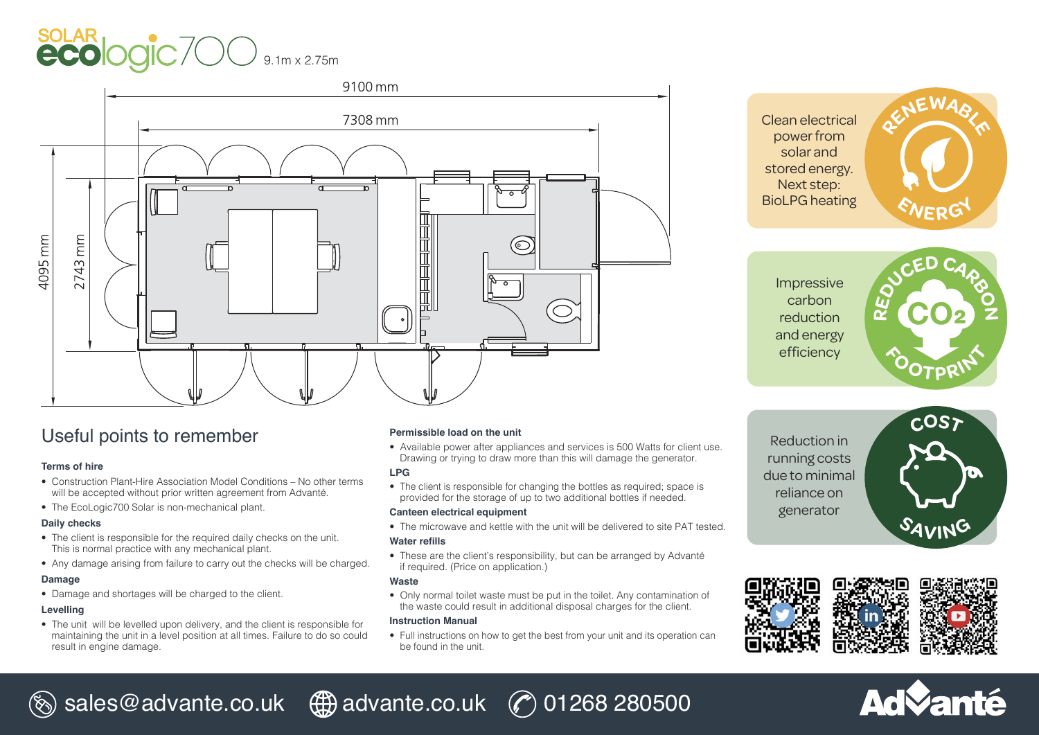# SOLAR ecologic700 9.1m x 2.75m

9100 mm

7308 mm

4095 mm

2743 mm

Clean electrical power from solar and stored energy. Next step: BioLPG heating

RENEWABLE ENERGY

Impressive carbon reduction and energy efficiency

REDUCED CARBON $CO_2$ FOOTPRINT

Reduction in running costs due to minimal reliance on generator

COST SAVING

## Useful points to remember

**Terms of hire**

- Construction Plant-Hire Association Model Conditions – No other terms will be accepted without prior written agreement from Advanté.
- The EcoLogic700 Solar is non-mechanical plant.

**Daily checks**

- The client is responsible for the required daily checks on the unit. This is normal practice with any mechanical plant.
- Any damage arising from failure to carry out the checks will be charged.

**Damage**

- Damage and shortages will be charged to the client.

**Levelling**

- The unit will be levelled upon delivery, and the client is responsible for maintaining the unit in a level position at all times. Failure to do so could result in engine damage.

**Permissible load on the unit**

- Available power after appliances and services is 500 Watts for client use. Drawing or trying to draw more than this will damage the generator.

**LPG**

- The client is responsible for changing the bottles as required; space is provided for the storage of up to two additional bottles if needed.

**Canteen electrical equipment**

- The microwave and kettle with the unit will be delivered to site PAT tested.

**Water refills**

- These are the client's responsibility, but can be arranged by Advanté if required. (Price on application.)

**Waste**

- Only normal toilet waste must be put in the toilet. Any contamination of the waste could result in additional disposal charges for the client.

**Instruction Manual**

- Full instructions on how to get the best from your unit and its operation can be found in the unit.

sales@advante.co.uk advante.co.uk 01268 280500

Advanté